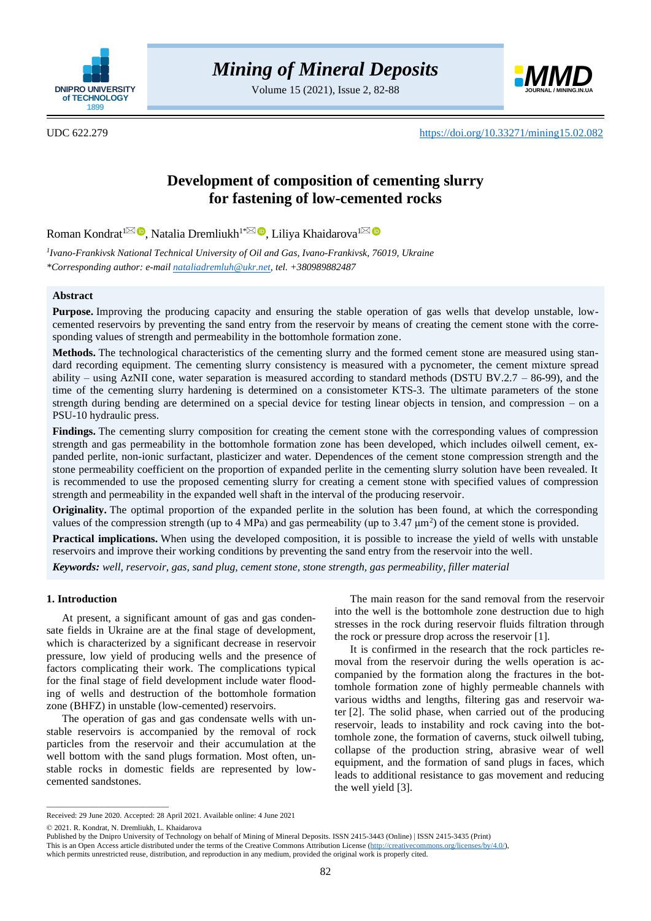UDC 622.279 https://doi.org/10.33271/mining15.02.082

# Development of composition of cementing slurry for fastening of low-cemented rocks

Roman Kondrat[1], Natalia Dremliukh[1*], Liliya Khaidarova[1]

[1] *Ivano-Frankivsk National Technical University of Oil and Gas, Ivano-Frankivsk, 76019, Ukraine*
*\*Corresponding author: e-mail nataliadremluh@ukr.net, tel. +380989882487*

## Abstract

**Purpose.** Improving the producing capacity and ensuring the stable operation of gas wells that develop unstable, low-cemented reservoirs by preventing the sand entry from the reservoir by means of creating the cement stone with the corresponding values of strength and permeability in the bottomhole formation zone.

**Methods.** The technological characteristics of the cementing slurry and the formed cement stone are measured using standard recording equipment. The cementing slurry consistency is measured with a pycnometer, the cement mixture spread ability – using AzNII cone, water separation is measured according to standard methods (DSTU BV.2.7 – 86-99), and the time of the cementing slurry hardening is determined on a consistometer KTS-3. The ultimate parameters of the stone strength during bending are determined on a special device for testing linear objects in tension, and compression – on a PSU-10 hydraulic press.

**Findings.** The cementing slurry composition for creating the cement stone with the corresponding values of compression strength and gas permeability in the bottomhole formation zone has been developed, which includes oilwell cement, expanded perlite, non-ionic surfactant, plasticizer and water. Dependences of the cement stone compression strength and the stone permeability coefficient on the proportion of expanded perlite in the cementing slurry solution have been revealed. It is recommended to use the proposed cementing slurry for creating a cement stone with specified values of compression strength and permeability in the expanded well shaft in the interval of the producing reservoir.

**Originality.** The optimal proportion of the expanded perlite in the solution has been found, at which the corresponding values of the compression strength (up to 4 MPa) and gas permeability (up to 3.47 $\mu m^2$) of the cement stone is provided.

**Practical implications.** When using the developed composition, it is possible to increase the yield of wells with unstable reservoirs and improve their working conditions by preventing the sand entry from the reservoir into the well.

***Keywords:*** *well, reservoir, gas, sand plug, cement stone, stone strength, gas permeability, filler material*

## 1. Introduction

At present, a significant amount of gas and gas condensate fields in Ukraine are at the final stage of development, which is characterized by a significant decrease in reservoir pressure, low yield of producing wells and the presence of factors complicating their work. The complications typical for the final stage of field development include water flooding of wells and destruction of the bottomhole formation zone (BHFZ) in unstable (low-cemented) reservoirs.

The operation of gas and gas condensate wells with unstable reservoirs is accompanied by the removal of rock particles from the reservoir and their accumulation at the well bottom with the sand plugs formation. Most often, unstable rocks in domestic fields are represented by low-cemented sandstones.

The main reason for the sand removal from the reservoir into the well is the bottomhole zone destruction due to high stresses in the rock during reservoir fluids filtration through the rock or pressure drop across the reservoir [1].

It is confirmed in the research that the rock particles removal from the reservoir during the wells operation is accompanied by the formation along the fractures in the bottomhole formation zone of highly permeable channels with various widths and lengths, filtering gas and reservoir water [2]. The solid phase, when carried out of the producing reservoir, leads to instability and rock caving into the bottomhole zone, the formation of caverns, stuck oilwell tubing, collapse of the production string, abrasive wear of well equipment, and the formation of sand plugs in faces, which leads to additional resistance to gas movement and reducing the well yield [3].

Received: 29 June 2020. Accepted: 28 April 2021. Available online: 4 June 2021

© 2021. R. Kondrat, N. Dremliukh, L. Khaidarova

Published by the Dnipro University of Technology on behalf of Mining of Mineral Deposits. ISSN 2415-3443 (Online) | ISSN 2415-3435 (Print)
This is an Open Access article distributed under the terms of the Creative Commons Attribution License (http://creativecommons.org/licenses/by/4.0/), which permits unrestricted reuse, distribution, and reproduction in any medium, provided the original work is properly cited.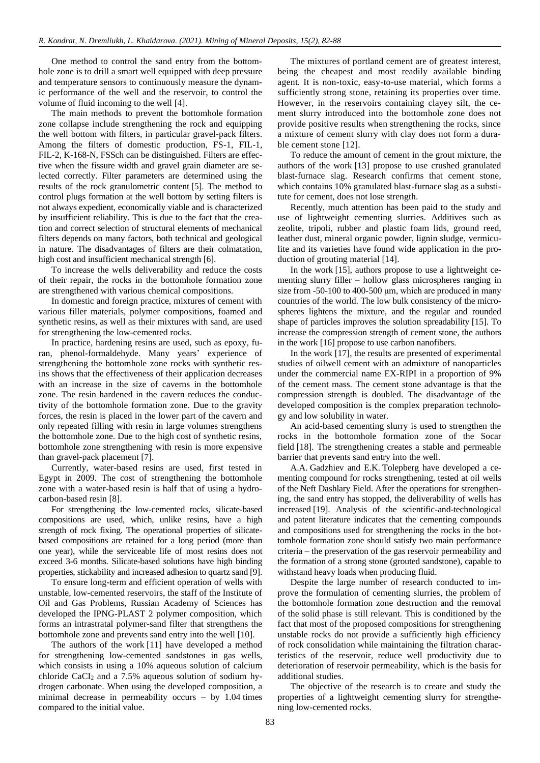One method to control the sand entry from the bottomhole zone is to drill a smart well equipped with deep pressure and temperature sensors to continuously measure the dynamic performance of the well and the reservoir, to control the volume of fluid incoming to the well [4].

The main methods to prevent the bottomhole formation zone collapse include strengthening the rock and equipping the well bottom with filters, in particular gravel-pack filters. Among the filters of domestic production, FS-1, FIL-1, FIL-2, K-168-N, FSSch can be distinguished. Filters are effective when the fissure width and gravel grain diameter are selected correctly. Filter parameters are determined using the results of the rock granulometric content [5]. The method to control plugs formation at the well bottom by setting filters is not always expedient, economically viable and is characterized by insufficient reliability. This is due to the fact that the creation and correct selection of structural elements of mechanical filters depends on many factors, both technical and geological in nature. The disadvantages of filters are their colmatation, high cost and insufficient mechanical strength [6].

To increase the wells deliverability and reduce the costs of their repair, the rocks in the bottomhole formation zone are strengthened with various chemical compositions.

In domestic and foreign practice, mixtures of cement with various filler materials, polymer compositions, foamed and synthetic resins, as well as their mixtures with sand, are used for strengthening the low-cemented rocks.

In practice, hardening resins are used, such as epoxy, furan, phenol-formaldehyde. Many years' experience of strengthening the bottomhole zone rocks with synthetic resins shows that the effectiveness of their application decreases with an increase in the size of caverns in the bottomhole zone. The resin hardened in the cavern reduces the conductivity of the bottomhole formation zone. Due to the gravity forces, the resin is placed in the lower part of the cavern and only repeated filling with resin in large volumes strengthens the bottomhole zone. Due to the high cost of synthetic resins, bottomhole zone strengthening with resin is more expensive than gravel-pack placement [7].

Currently, water-based resins are used, first tested in Egypt in 2009. The cost of strengthening the bottomhole zone with a water-based resin is half that of using a hydrocarbon-based resin [8].

For strengthening the low-cemented rocks, silicate-based compositions are used, which, unlike resins, have a high strength of rock fixing. The operational properties of silicate-based compositions are retained for a long period (more than one year), while the serviceable life of most resins does not exceed 3-6 months. Silicate-based solutions have high binding properties, stickability and increased adhesion to quartz sand [9].

To ensure long-term and efficient operation of wells with unstable, low-cemented reservoirs, the staff of the Institute of Oil and Gas Problems, Russian Academy of Sciences has developed the IPNG-PLAST 2 polymer composition, which forms an intrastratal polymer-sand filter that strengthens the bottomhole zone and prevents sand entry into the well [10].

The authors of the work [11] have developed a method for strengthening low-cemented sandstones in gas wells, which consists in using a 10% aqueous solution of calcium chloride $CaCl_2$ and a 7.5% aqueous solution of sodium hydrogen carbonate. When using the developed composition, a minimal decrease in permeability occurs – by 1.04 times compared to the initial value.

The mixtures of portland cement are of greatest interest, being the cheapest and most readily available binding agent. It is non-toxic, easy-to-use material, which forms a sufficiently strong stone, retaining its properties over time. However, in the reservoirs containing clayey silt, the cement slurry introduced into the bottomhole zone does not provide positive results when strengthening the rocks, since a mixture of cement slurry with clay does not form a durable cement stone [12].

To reduce the amount of cement in the grout mixture, the authors of the work [13] propose to use crushed granulated blast-furnace slag. Research confirms that cement stone, which contains 10% granulated blast-furnace slag as a substitute for cement, does not lose strength.

Recently, much attention has been paid to the study and use of lightweight cementing slurries. Additives such as zeolite, tripoli, rubber and plastic foam lids, ground reed, leather dust, mineral organic powder, lignin sludge, vermiculite and its varieties have found wide application in the production of grouting material [14].

In the work [15], authors propose to use a lightweight cementing slurry filler – hollow glass microspheres ranging in size from -50-100 to 400-500 μm, which are produced in many countries of the world. The low bulk consistency of the microspheres lightens the mixture, and the regular and rounded shape of particles improves the solution spreadability [15]. To increase the compression strength of cement stone, the authors in the work [16] propose to use carbon nanofibers.

In the work [17], the results are presented of experimental studies of oilwell cement with an admixture of nanoparticles under the commercial name EX-RIPI in a proportion of 9% of the cement mass. The cement stone advantage is that the compression strength is doubled. The disadvantage of the developed composition is the complex preparation technology and low solubility in water.

An acid-based cementing slurry is used to strengthen the rocks in the bottomhole formation zone of the Socar field [18]. The strengthening creates a stable and permeable barrier that prevents sand entry into the well.

A.A. Gadzhiev and E.K. Tolepberg have developed a cementing compound for rocks strengthening, tested at oil wells of the Neft Dashlary Field. After the operations for strengthening, the sand entry has stopped, the deliverability of wells has increased [19]. Analysis of the scientific-and-technological and patent literature indicates that the cementing compounds and compositions used for strengthening the rocks in the bottomhole formation zone should satisfy two main performance criteria – the preservation of the gas reservoir permeability and the formation of a strong stone (grouted sandstone), capable to withstand heavy loads when producing fluid.

Despite the large number of research conducted to improve the formulation of cementing slurries, the problem of the bottomhole formation zone destruction and the removal of the solid phase is still relevant. This is conditioned by the fact that most of the proposed compositions for strengthening unstable rocks do not provide a sufficiently high efficiency of rock consolidation while maintaining the filtration characteristics of the reservoir, reduce well productivity due to deterioration of reservoir permeability, which is the basis for additional studies.

The objective of the research is to create and study the properties of a lightweight cementing slurry for strengthening low-cemented rocks.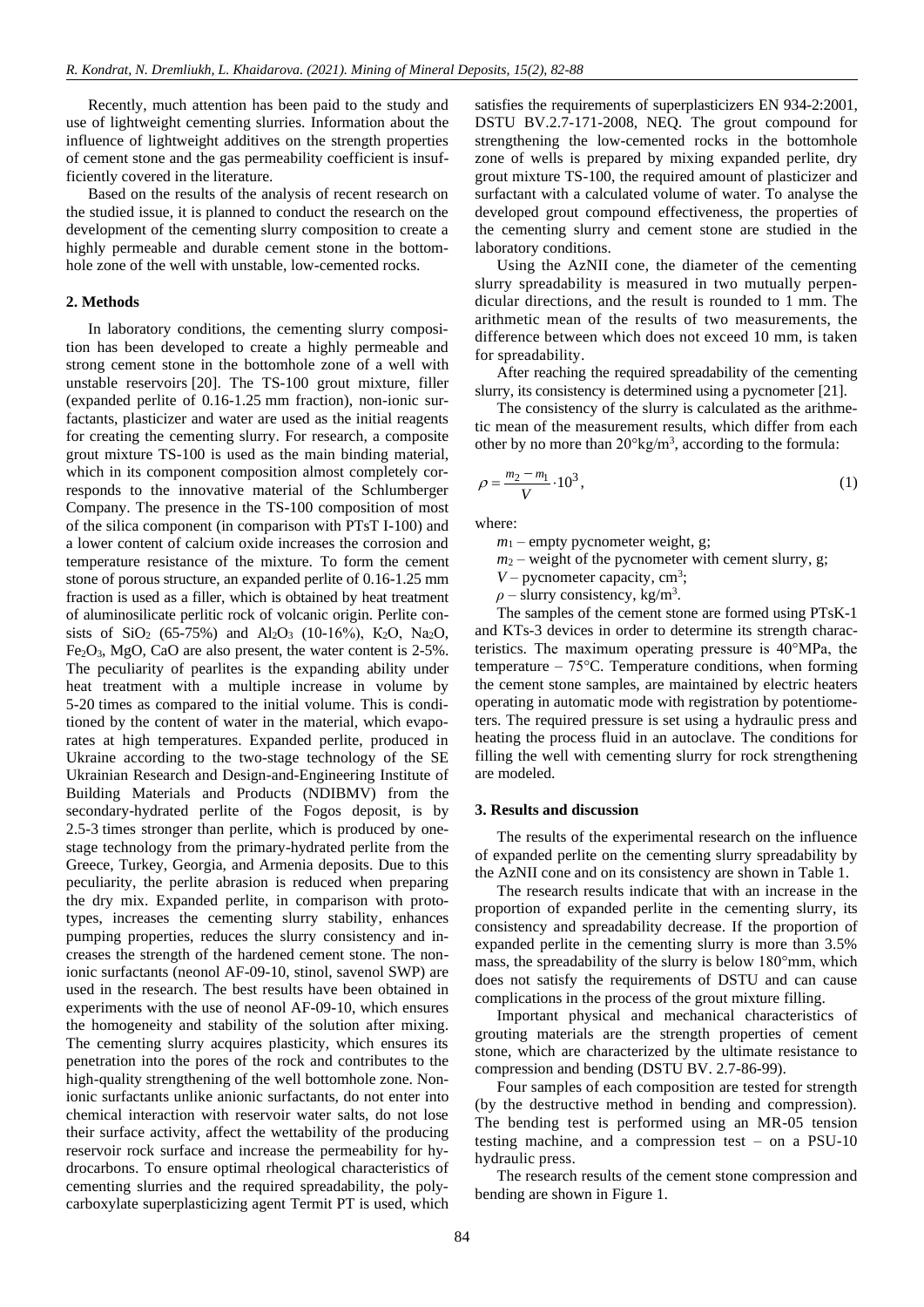Recently, much attention has been paid to the study and use of lightweight cementing slurries. Information about the influence of lightweight additives on the strength properties of cement stone and the gas permeability coefficient is insufficiently covered in the literature.

Based on the results of the analysis of recent research on the studied issue, it is planned to conduct the research on the development of the cementing slurry composition to create a highly permeable and durable cement stone in the bottomhole zone of the well with unstable, low-cemented rocks.

## 2. Methods

In laboratory conditions, the cementing slurry composition has been developed to create a highly permeable and strong cement stone in the bottomhole zone of a well with unstable reservoirs [20]. The TS-100 grout mixture, filler (expanded perlite of 0.16-1.25 mm fraction), non-ionic surfactants, plasticizer and water are used as the initial reagents for creating the cementing slurry. For research, a composite grout mixture TS-100 is used as the main binding material, which in its component composition almost completely corresponds to the innovative material of the Schlumberger Company. The presence in the TS-100 composition of most of the silica component (in comparison with PTsT I-100) and a lower content of calcium oxide increases the corrosion and temperature resistance of the mixture. To form the cement stone of porous structure, an expanded perlite of 0.16-1.25 mm fraction is used as a filler, which is obtained by heat treatment of aluminosilicate perlitic rock of volcanic origin. Perlite consists of $SiO_2$ (65-75%) and $Al_2O_3$ (10-16%), $K_2O$, $Na_2O$, $Fe_2O_3$, MgO, CaO are also present, the water content is 2-5%. The peculiarity of pearlites is the expanding ability under heat treatment with a multiple increase in volume by 5-20 times as compared to the initial volume. This is conditioned by the content of water in the material, which evaporates at high temperatures. Expanded perlite, produced in Ukraine according to the two-stage technology of the SE Ukrainian Research and Design-and-Engineering Institute of Building Materials and Products (NDIBMV) from the secondary-hydrated perlite of the Fogos deposit, is by 2.5-3 times stronger than perlite, which is produced by one-stage technology from the primary-hydrated perlite from the Greece, Turkey, Georgia, and Armenia deposits. Due to this peculiarity, the perlite abrasion is reduced when preparing the dry mix. Expanded perlite, in comparison with prototypes, increases the cementing slurry stability, enhances pumping properties, reduces the slurry consistency and increases the strength of the hardened cement stone. The non-ionic surfactants (neonol AF-09-10, stinol, savenol SWP) are used in the research. The best results have been obtained in experiments with the use of neonol AF-09-10, which ensures the homogeneity and stability of the solution after mixing. The cementing slurry acquires plasticity, which ensures its penetration into the pores of the rock and contributes to the high-quality strengthening of the well bottomhole zone. Non-ionic surfactants unlike anionic surfactants, do not enter into chemical interaction with reservoir water salts, do not lose their surface activity, affect the wettability of the producing reservoir rock surface and increase the permeability for hydrocarbons. To ensure optimal rheological characteristics of cementing slurries and the required spreadability, the polycarboxylate superplasticizing agent Termit PT is used, which satisfies the requirements of superplasticizers EN 934-2:2001, DSTU BV.2.7-171-2008, NEQ. The grout compound for strengthening the low-cemented rocks in the bottomhole zone of wells is prepared by mixing expanded perlite, dry grout mixture TS-100, the required amount of plasticizer and surfactant with a calculated volume of water. To analyse the developed grout compound effectiveness, the properties of the cementing slurry and cement stone are studied in the laboratory conditions.

Using the AzNII cone, the diameter of the cementing slurry spreadability is measured in two mutually perpendicular directions, and the result is rounded to 1 mm. The arithmetic mean of the results of two measurements, the difference between which does not exceed 10 mm, is taken for spreadability.

After reaching the required spreadability of the cementing slurry, its consistency is determined using a pycnometer [21].

The consistency of the slurry is calculated as the arithmetic mean of the measurement results, which differ from each other by no more than 20°kg/m³, according to the formula:

$$\rho = \frac{m_2 - m_1}{V} \cdot 10^3, \tag{1}$$

where:

$m_1$ – empty pycnometer weight, g;

$m_2$ – weight of the pycnometer with cement slurry, g;

$V$ – pycnometer capacity, cm³;

$\rho$ – slurry consistency, kg/m³.

The samples of the cement stone are formed using PTsK-1 and KTs-3 devices in order to determine its strength characteristics. The maximum operating pressure is 40°MPa, the temperature – 75°C. Temperature conditions, when forming the cement stone samples, are maintained by electric heaters operating in automatic mode with registration by potentiometers. The required pressure is set using a hydraulic press and heating the process fluid in an autoclave. The conditions for filling the well with cementing slurry for rock strengthening are modeled.

## 3. Results and discussion

The results of the experimental research on the influence of expanded perlite on the cementing slurry spreadability by the AzNII cone and on its consistency are shown in Table 1.

The research results indicate that with an increase in the proportion of expanded perlite in the cementing slurry, its consistency and spreadability decrease. If the proportion of expanded perlite in the cementing slurry is more than 3.5% mass, the spreadability of the slurry is below 180°mm, which does not satisfy the requirements of DSTU and can cause complications in the process of the grout mixture filling.

Important physical and mechanical characteristics of grouting materials are the strength properties of cement stone, which are characterized by the ultimate resistance to compression and bending (DSTU BV. 2.7-86-99).

Four samples of each composition are tested for strength (by the destructive method in bending and compression). The bending test is performed using an MR-05 tension testing machine, and a compression test – on a PSU-10 hydraulic press.

The research results of the cement stone compression and bending are shown in Figure 1.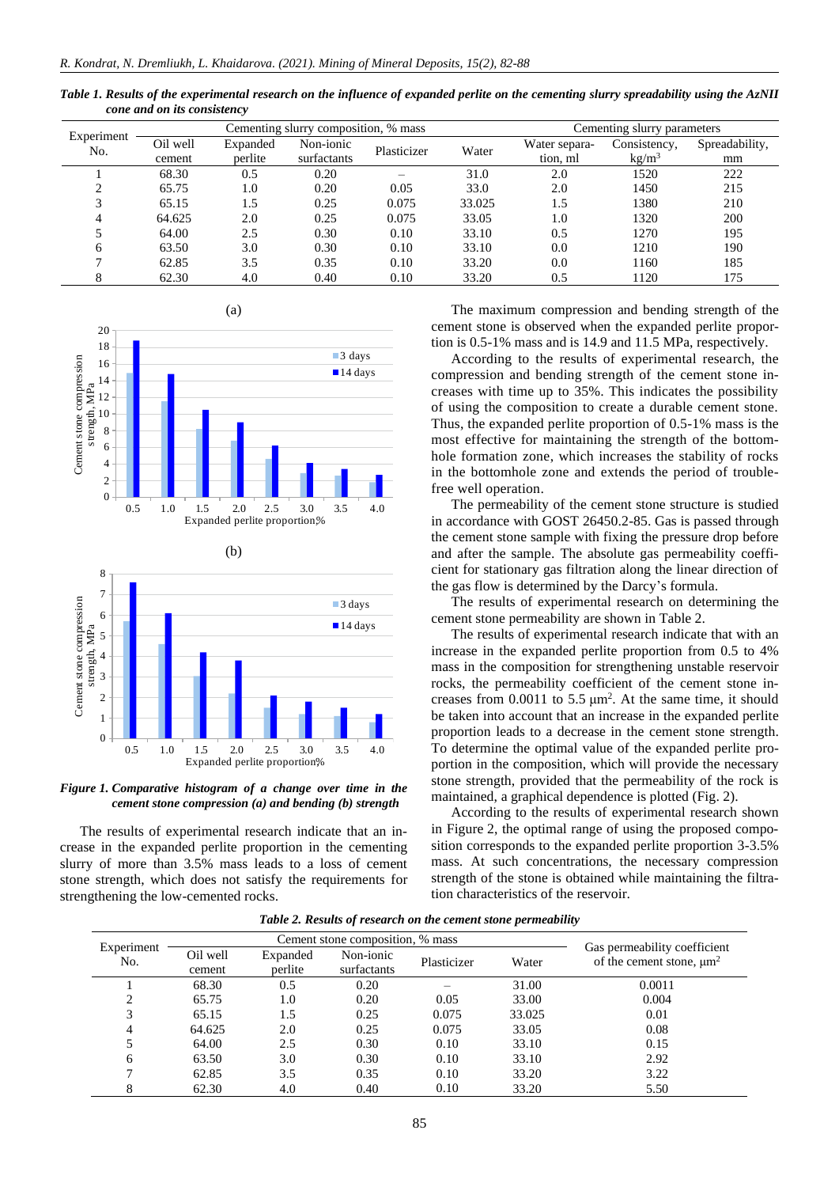*Table 1. Results of the experimental research on the influence of expanded perlite on the cementing slurry spreadability using the AzNII cone and on its consistency*

| Experiment No. | Cementing slurry composition, % mass | | | | | Cementing slurry parameters | | |
|---|---|---|---|---|---|---|---|---|
| | Oil well cement | Expanded perlite | Non-ionic surfactants | Plasticizer | Water | Water separation, ml | Consistency, kg/m³ | Spreadability, mm |
| 1 | 68.30 | 0.5 | 0.20 | – | 31.0 | 2.0 | 1520 | 222 |
| 2 | 65.75 | 1.0 | 0.20 | 0.05 | 33.0 | 2.0 | 1450 | 215 |
| 3 | 65.15 | 1.5 | 0.25 | 0.075 | 33.025 | 1.5 | 1380 | 210 |
| 4 | 64.625 | 2.0 | 0.25 | 0.075 | 33.05 | 1.0 | 1320 | 200 |
| 5 | 64.00 | 2.5 | 0.30 | 0.10 | 33.10 | 0.5 | 1270 | 195 |
| 6 | 63.50 | 3.0 | 0.30 | 0.10 | 33.10 | 0.0 | 1210 | 190 |
| 7 | 62.85 | 3.5 | 0.35 | 0.10 | 33.20 | 0.0 | 1160 | 185 |
| 8 | 62.30 | 4.0 | 0.40 | 0.10 | 33.20 | 0.5 | 1120 | 175 |

*Figure 1. Comparative histogram of a change over time in the cement stone compression (a) and bending (b) strength*

The results of experimental research indicate that an increase in the expanded perlite proportion in the cementing slurry of more than 3.5% mass leads to a loss of cement stone strength, which does not satisfy the requirements for strengthening the low-cemented rocks.

The maximum compression and bending strength of the cement stone is observed when the expanded perlite proportion is 0.5-1% mass and is 14.9 and 11.5 MPa, respectively.

According to the results of experimental research, the compression and bending strength of the cement stone increases with time up to 35%. This indicates the possibility of using the composition to create a durable cement stone. Thus, the expanded perlite proportion of 0.5-1% mass is the most effective for maintaining the strength of the bottomhole formation zone, which increases the stability of rocks in the bottomhole zone and extends the period of trouble-free well operation.

The permeability of the cement stone structure is studied in accordance with GOST 26450.2-85. Gas is passed through the cement stone sample with fixing the pressure drop before and after the sample. The absolute gas permeability coefficient for stationary gas filtration along the linear direction of the gas flow is determined by the Darcy's formula.

The results of experimental research on determining the cement stone permeability are shown in Table 2.

The results of experimental research indicate that with an increase in the expanded perlite proportion from 0.5 to 4% mass in the composition for strengthening unstable reservoir rocks, the permeability coefficient of the cement stone increases from 0.0011 to 5.5 μm². At the same time, it should be taken into account that an increase in the expanded perlite proportion leads to a decrease in the cement stone strength. To determine the optimal value of the expanded perlite proportion in the composition, which will provide the necessary stone strength, provided that the permeability of the rock is maintained, a graphical dependence is plotted (Fig. 2).

According to the results of experimental research shown in Figure 2, the optimal range of using the proposed composition corresponds to the expanded perlite proportion 3-3.5% mass. At such concentrations, the necessary compression strength of the stone is obtained while maintaining the filtration characteristics of the reservoir.

*Table 2. Results of research on the cement stone permeability*

| Experiment No. | Cement stone composition, % mass | | | | | Gas permeability coefficient of the cement stone, μm² |
|---|---|---|---|---|---|---|
| | Oil well cement | Expanded perlite | Non-ionic surfactants | Plasticizer | Water | |
| 1 | 68.30 | 0.5 | 0.20 | – | 31.00 | 0.0011 |
| 2 | 65.75 | 1.0 | 0.20 | 0.05 | 33.00 | 0.004 |
| 3 | 65.15 | 1.5 | 0.25 | 0.075 | 33.025 | 0.01 |
| 4 | 64.625 | 2.0 | 0.25 | 0.075 | 33.05 | 0.08 |
| 5 | 64.00 | 2.5 | 0.30 | 0.10 | 33.10 | 0.15 |
| 6 | 63.50 | 3.0 | 0.30 | 0.10 | 33.10 | 2.92 |
| 7 | 62.85 | 3.5 | 0.35 | 0.10 | 33.20 | 3.22 |
| 8 | 62.30 | 4.0 | 0.40 | 0.10 | 33.20 | 5.50 |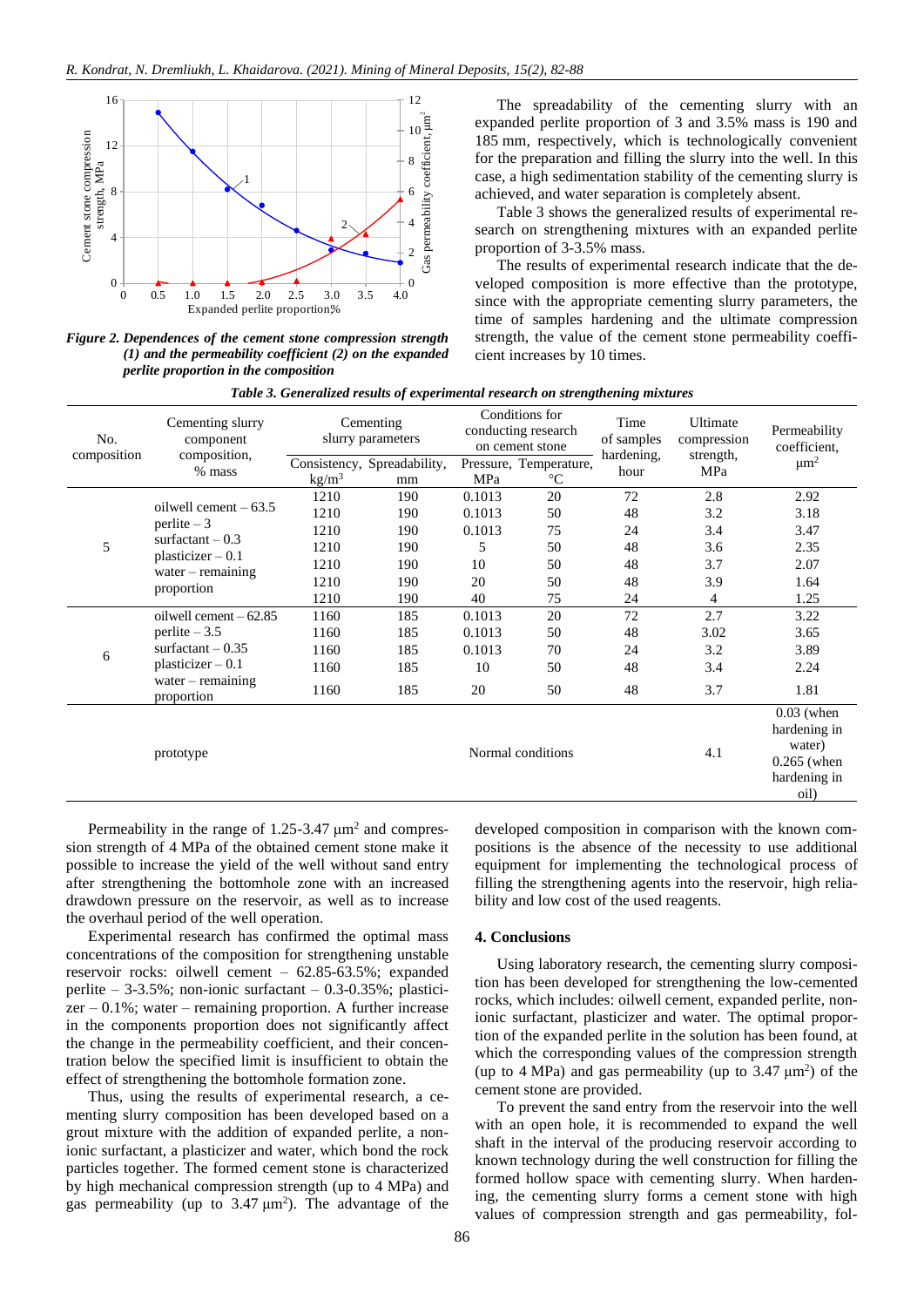Figure 2. Dependences of the cement stone compression strength (1) and the permeability coefficient (2) on the expanded perlite proportion in the composition

The spreadability of the cementing slurry with an expanded perlite proportion of 3 and 3.5% mass is 190 and 185 mm, respectively, which is technologically convenient for the preparation and filling the slurry into the well. In this case, a high sedimentation stability of the cementing slurry is achieved, and water separation is completely absent.

Table 3 shows the generalized results of experimental research on strengthening mixtures with an expanded perlite proportion of 3-3.5% mass.

The results of experimental research indicate that the developed composition is more effective than the prototype, since with the appropriate cementing slurry parameters, the time of samples hardening and the ultimate compression strength, the value of the cement stone permeability coefficient increases by 10 times.

*Table 3. Generalized results of experimental research on strengthening mixtures*

| No. composition | Cementing slurry component composition, % mass | Cementing slurry parameters | | Conditions for conducting research on cement stone | | Time of samples hardening, hour | Ultimate compression strength, MPa | Permeability coefficient, μm² |
|---|---|---|---|---|---|---|---|---|
| | | Consistency, kg/m³ | Spreadability, mm | Pressure, MPa | Temperature, °C | | | |
| 5 | oilwell cement – 63.5<br>perlite – 3<br>surfactant – 0.3<br>plasticizer – 0.1<br>water – remaining proportion | 1210 | 190 | 0.1013 | 20 | 72 | 2.8 | 2.92 |
| | | 1210 | 190 | 0.1013 | 50 | 48 | 3.2 | 3.18 |
| | | 1210 | 190 | 0.1013 | 75 | 24 | 3.4 | 3.47 |
| | | 1210 | 190 | 5 | 50 | 48 | 3.6 | 2.35 |
| | | 1210 | 190 | 10 | 50 | 48 | 3.7 | 2.07 |
| | | 1210 | 190 | 20 | 50 | 48 | 3.9 | 1.64 |
| | | 1210 | 190 | 40 | 75 | 24 | 4 | 1.25 |
| 6 | oilwell cement – 62.85<br>perlite – 3.5<br>surfactant – 0.35<br>plasticizer – 0.1<br>water – remaining proportion | 1160 | 185 | 0.1013 | 20 | 72 | 2.7 | 3.22 |
| | | 1160 | 185 | 0.1013 | 50 | 48 | 3.02 | 3.65 |
| | | 1160 | 185 | 0.1013 | 70 | 24 | 3.2 | 3.89 |
| | | 1160 | 185 | 10 | 50 | 48 | 3.4 | 2.24 |
| | | 1160 | 185 | 20 | 50 | 48 | 3.7 | 1.81 |
| | prototype | | | Normal conditions | | | 4.1 | 0.03 (when hardening in water)<br>0.265 (when hardening in oil) |

Permeability in the range of 1.25-3.47 μm² and compression strength of 4 MPa of the obtained cement stone make it possible to increase the yield of the well without sand entry after strengthening the bottomhole zone with an increased drawdown pressure on the reservoir, as well as to increase the overhaul period of the well operation.

Experimental research has confirmed the optimal mass concentrations of the composition for strengthening unstable reservoir rocks: oilwell cement – 62.85-63.5%; expanded perlite – 3-3.5%; non-ionic surfactant – 0.3-0.35%; plasticizer – 0.1%; water – remaining proportion. A further increase in the components proportion does not significantly affect the change in the permeability coefficient, and their concentration below the specified limit is insufficient to obtain the effect of strengthening the bottomhole formation zone.

Thus, using the results of experimental research, a cementing slurry composition has been developed based on a grout mixture with the addition of expanded perlite, a non-ionic surfactant, a plasticizer and water, which bond the rock particles together. The formed cement stone is characterized by high mechanical compression strength (up to 4 MPa) and gas permeability (up to 3.47 μm²). The advantage of the developed composition in comparison with the known compositions is the absence of the necessity to use additional equipment for implementing the technological process of filling the strengthening agents into the reservoir, high reliability and low cost of the used reagents.

## 4. Conclusions

Using laboratory research, the cementing slurry composition has been developed for strengthening the low-cemented rocks, which includes: oilwell cement, expanded perlite, non-ionic surfactant, plasticizer and water. The optimal proportion of the expanded perlite in the solution has been found, at which the corresponding values of the compression strength (up to 4 MPa) and gas permeability (up to 3.47 μm²) of the cement stone are provided.

To prevent the sand entry from the reservoir into the well with an open hole, it is recommended to expand the well shaft in the interval of the producing reservoir according to known technology during the well construction for filling the formed hollow space with cementing slurry. When hardening, the cementing slurry forms a cement stone with high values of compression strength and gas permeability, fol-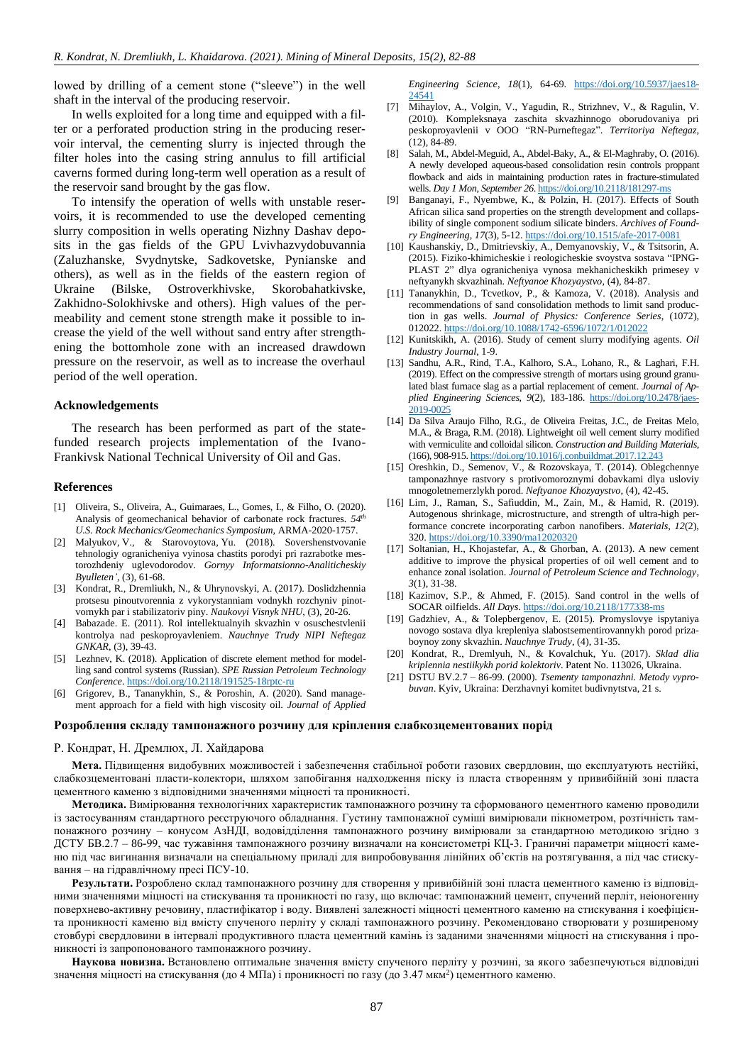lowed by drilling of a cement stone ("sleeve") in the well shaft in the interval of the producing reservoir.

In wells exploited for a long time and equipped with a filter or a perforated production string in the producing reservoir interval, the cementing slurry is injected through the filter holes into the casing string annulus to fill artificial caverns formed during long-term well operation as a result of the reservoir sand brought by the gas flow.

To intensify the operation of wells with unstable reservoirs, it is recommended to use the developed cementing slurry composition in wells operating Nizhny Dashav deposits in the gas fields of the GPU Lvivhazvydobuvannia (Zaluzhanske, Svydnytske, Sadkovetske, Pynianske and others), as well as in the fields of the eastern region of Ukraine (Bilske, Ostroverkhivske, Skorobahatkivske, Zakhidno-Solokhivske and others). High values of the permeability and cement stone strength make it possible to increase the yield of the well without sand entry after strengthening the bottomhole zone with an increased drawdown pressure on the reservoir, as well as to increase the overhaul period of the well operation.

## Acknowledgements

The research has been performed as part of the state-funded research projects implementation of the Ivano-Frankivsk National Technical University of Oil and Gas.

## References

[1] Oliveira, S., Oliveira, A., Guimaraes, L., Gomes, I., & Filho, O. (2020). Analysis of geomechanical behavior of carbonate rock fractures. *54th U.S. Rock Mechanics/Geomechanics Symposium*, ARMA-2020-1757.

[2] Malyukov, V., & Starovoytova, Yu. (2018). Sovershenstvovanie tehnologiy ogranicheniya vyinosa chastits porodyi pri razrabotke mestorozhdeniy uglevodorodov. *Gornyy Informatsionno-Analiticheskiy Byulleten'*, (3), 61-68.

[3] Kondrat, R., Dremliukh, N., & Uhrynovskyi, A. (2017). Doslidzhennia protsesu pinoutvorennia z vykorystanniam vodnykh rozchyniv pinotvornykh par i stabilizatoriv piny. *Naukovyi Visnyk NHU*, (3), 20-26.

[4] Babazade. E. (2011). Rol intellektualnyih skvazhin v osuschestvlenii kontrolya nad peskoproyavleniem. *Nauchnye Trudy NIPI Neftegaz GNKAR*, (3), 39-43.

[5] Lezhnev, K. (2018). Application of discrete element method for modelling sand control systems (Russian). *SPE Russian Petroleum Technology Conference*. https://doi.org/10.2118/191525-18rptc-ru

[6] Grigorev, B., Tananykhin, S., & Poroshin, A. (2020). Sand management approach for a field with high viscosity oil. *Journal of Applied Engineering Science*, *18*(1), 64-69. https://doi.org/10.5937/jaes18-24541

[7] Mihaylov, A., Volgin, V., Yagudin, R., Strizhnev, V., & Ragulin, V. (2010). Kompleksnaya zaschita skvazhinnogo oborudovaniya pri peskoproyavlenii v OOO "RN-Purneftegaz". *Territoriya Neftegaz*, (12), 84-89.

[8] Salah, M., Abdel-Meguid, A., Abdel-Baky, A., & El-Maghraby, O. (2016). A newly developed aqueous-based consolidation resin controls proppant flowback and aids in maintaining production rates in fracture-stimulated wells. *Day 1 Mon, September 26*. https://doi.org/10.2118/181297-ms

[9] Banganayi, F., Nyembwe, K., & Polzin, H. (2017). Effects of South African silica sand properties on the strength development and collapsibility of single component sodium silicate binders. *Archives of Foundry Engineering*, *17*(3), 5-12. https://doi.org/10.1515/afe-2017-0081

[10] Kaushanskiy, D., Dmitrievskiy, A., Demyanovskiy, V., & Tsitsorin, A. (2015). Fiziko-khimicheskie i reologicheskie svoystva sostava "IPNG-PLAST 2" dlya ogranicheniya vynosa mekhanicheskikh primesey v neftyanykh skvazhinah. *Neftyanoe Khozyaystvo*, (4), 84-87.

[11] Tananykhin, D., Tcvetkov, P., & Kamoza, V. (2018). Analysis and recommendations of sand consolidation methods to limit sand production in gas wells. *Journal of Physics: Conference Series*, (1072), 012022. https://doi.org/10.1088/1742-6596/1072/1/012022

[12] Kunitskikh, A. (2016). Study of cement slurry modifying agents. *Oil Industry Journal*, 1-9.

[13] Sandhu, A.R., Rind, T.A., Kalhoro, S.A., Lohano, R., & Laghari, F.H. (2019). Effect on the compressive strength of mortars using ground granulated blast furnace slag as a partial replacement of cement. *Journal of Applied Engineering Sciences*, *9*(2), 183-186. https://doi.org/10.2478/jaes-2019-0025

[14] Da Silva Araujo Filho, R.G., de Oliveira Freitas, J.C., de Freitas Melo, M.A., & Braga, R.M. (2018). Lightweight oil well cement slurry modified with vermiculite and colloidal silicon. *Construction and Building Materials*, (166), 908-915. https://doi.org/10.1016/j.conbuildmat.2017.12.243

[15] Oreshkin, D., Semenov, V., & Rozovskaya, T. (2014). Oblegchennye tamponazhnye rastvory s protivomoroznymi dobavkami dlya usloviy mnogoletnemerzlykh porod. *Neftyanoe Khozyaystvo*, (4), 42-45.

[16] Lim, J., Raman, S., Safiuddin, M., Zain, M., & Hamid, R. (2019). Autogenous shrinkage, microstructure, and strength of ultra-high performance concrete incorporating carbon nanofibers. *Materials*, *12*(2), 320. https://doi.org/10.3390/ma12020320

[17] Soltanian, H., Khojastefar, A., & Ghorban, A. (2013). A new cement additive to improve the physical properties of oil well cement and to enhance zonal isolation. *Journal of Petroleum Science and Technology*, *3*(1), 31-38.

[18] Kazimov, S.P., & Ahmed, F. (2015). Sand control in the wells of SOCAR oilfields. *All Days*. https://doi.org/10.2118/177338-ms

[19] Gadzhiev, A., & Tolepbergenov, E. (2015). Promyslovye ispytaniya novogo sostava dlya krepleniya slabostsementirovannykh porod prizaboynoy zony skvazhin. *Nauchnye Trudy*, (4), 31-35.

[20] Kondrat, R., Dremlyuh, N., & Kovalchuk, Yu. (2017). *Sklad dlia kriplennia nestiikykh porid kolektoriv*. Patent No. 113026, Ukraina.

[21] DSTU BV.2.7 – 86-99. (2000). *Tsementy tamponazhni. Metody vyprobuvan*. Kyiv, Ukraina: Derzhavnyi komitet budivnytstva, 21 s.

## Розроблення складу тампонажного розчину для кріплення слабкозцементованих порід

Р. Кондрат, Н. Дремлюх, Л. Хайдарова

**Мета.** Підвищення видобувних можливостей і забезпечення стабільної роботи газових свердловин, що експлуатують нестійкі, слабкозцементовані пласти-колектори, шляхом запобігання надходження піску із пласта створенням у привибійній зоні пласта цементного каменю з відповідними значеннями міцності та проникності.

**Методика.** Вимірювання технологічних характеристик тампонажного розчину та сформованого цементного каменю проводили із застосуванням стандартного реєструючого обладнання. Густину тампонажної суміші вимірювали пікнометром, розтічність тампонажного розчину – конусом АзНДІ, водовідділення тампонажного розчину вимірювали за стандартною методикою згідно з ДСТУ БВ.2.7 – 86-99, час тужавіння тампонажного розчину визначали на консистометрі КЦ-3. Граничні параметри міцності каменю під час вигинання визначали на спеціальному приладі для випробовування лінійних об'єктів на розтягування, а під час стискування – на гідравлічному пресі ПСУ-10.

**Результати.** Розроблено склад тампонажного розчину для створення у привибійній зоні пласта цементного каменю із відповідними значеннями міцності на стискування та проникності по газу, що включає: тампонажний цемент, спучений перліт, неіоногенну поверхнево-активну речовину, пластифікатор і воду. Виявлені залежності міцності цементного каменю на стискування і коефіцієнта проникності каменю від вмісту спученого перліту у складі тампонажного розчину. Рекомендовано створювати у розширеному стовбурі свердловини в інтервалі продуктивного пласта цементний камінь із заданими значеннями міцності на стискування і проникності із запропонованого тампонажного розчину.

**Наукова новизна.** Встановлено оптимальне значення вмісту спученого перліту у розчині, за якого забезпечуються відповідні значення міцності на стискування (до 4 МПа) і проникності по газу (до 3.47 мкм$^2$) цементного каменю.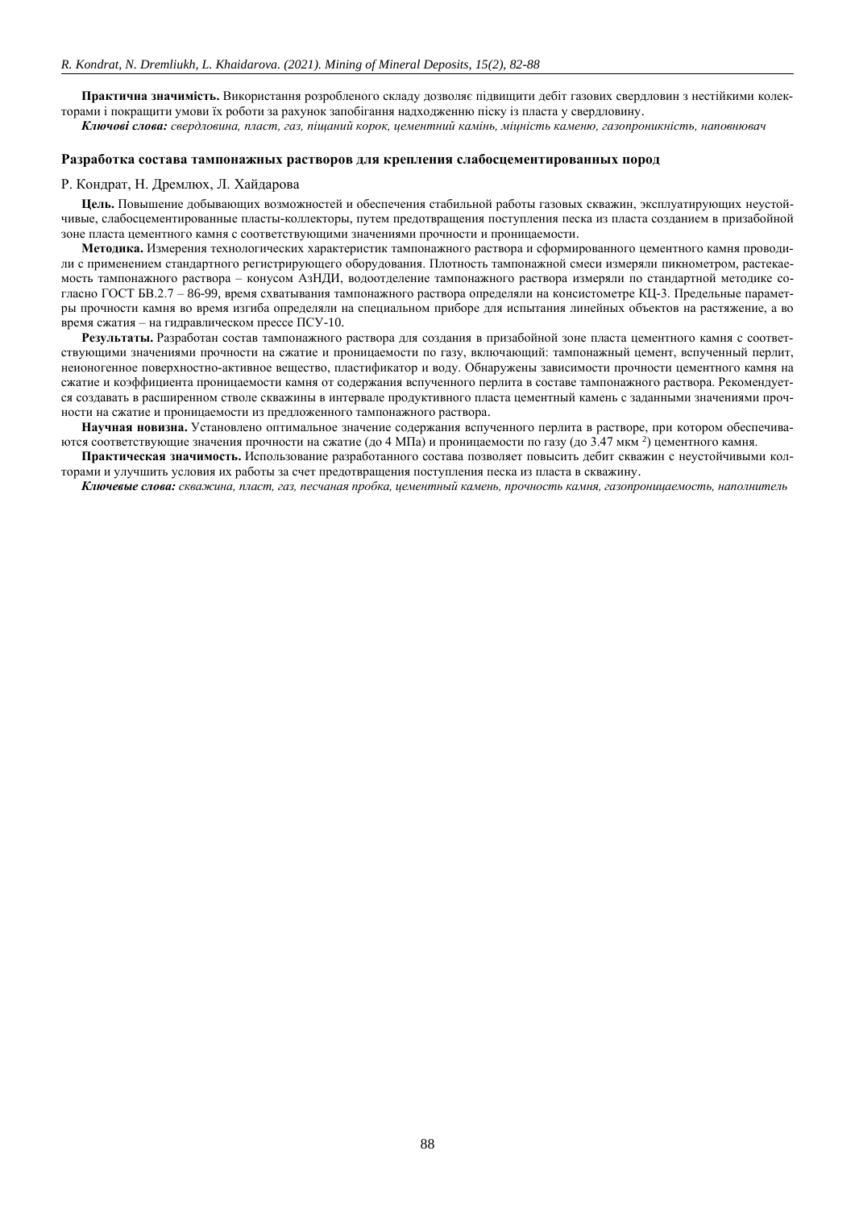**Практична значимість.** Використання розробленого складу дозволяє підвищити дебіт газових свердловин з нестійкими колекторами і покращити умови їх роботи за рахунок запобігання надходженню піску із пласта у свердловину.

***Ключові слова:*** *свердловина, пласт, газ, піщаний корок, цементний камінь, міцність каменю, газопроникність, наповнювач*

## Разработка состава тампонажных растворов для крепления слабосцементированных пород

Р. Кондрат, Н. Дремлюх, Л. Хайдарова

**Цель.** Повышение добывающих возможностей и обеспечения стабильной работы газовых скважин, эксплуатирующих неустойчивые, слабосцементированные пласты-коллекторы, путем предотвращения поступления песка из пласта созданием в призабойной зоне пласта цементного камня с соответствующими значениями прочности и проницаемости.

**Методика.** Измерения технологических характеристик тампонажного раствора и сформированного цементного камня проводили с применением стандартного регистрирующего оборудования. Плотность тампонажной смеси измеряли пикнометром, растекаемость тампонажного раствора – конусом АзНДИ, водоотделение тампонажного раствора измеряли по стандартной методике согласно ГОСТ БВ.2.7 – 86-99, время схватывания тампонажного раствора определяли на консистометре КЦ-3. Предельные параметры прочности камня во время изгиба определяли на специальном приборе для испытания линейных объектов на растяжение, а во время сжатия – на гидравлическом прессе ПСУ-10.

**Результаты.** Разработан состав тампонажного раствора для создания в призабойной зоне пласта цементного камня с соответствующими значениями прочности на сжатие и проницаемости по газу, включающий: тампонажный цемент, вспученный перлит, неионогенное поверхностно-активное вещество, пластификатор и воду. Обнаружены зависимости прочности цементного камня на сжатие и коэффициента проницаемости камня от содержания вспученного перлита в составе тампонажного раствора. Рекомендуется создавать в расширенном стволе скважины в интервале продуктивного пласта цементный камень с заданными значениями прочности на сжатие и проницаемости из предложенного тампонажного раствора.

**Научная новизна.** Установлено оптимальное значение содержания вспученного перлита в растворе, при котором обеспечиваются соответствующие значения прочности на сжатие (до 4 МПа) и проницаемости по газу (до 3.47 мкм $^2$) цементного камня.

**Практическая значимость.** Использование разработанного состава позволяет повысить дебит скважин с неустойчивыми коллекторами и улучшить условия их работы за счет предотвращения поступления песка из пласта в скважину.

***Ключевые слова:*** *скважина, пласт, газ, песчаная пробка, цементный камень, прочность камня, газопроницаемость, наполнитель*